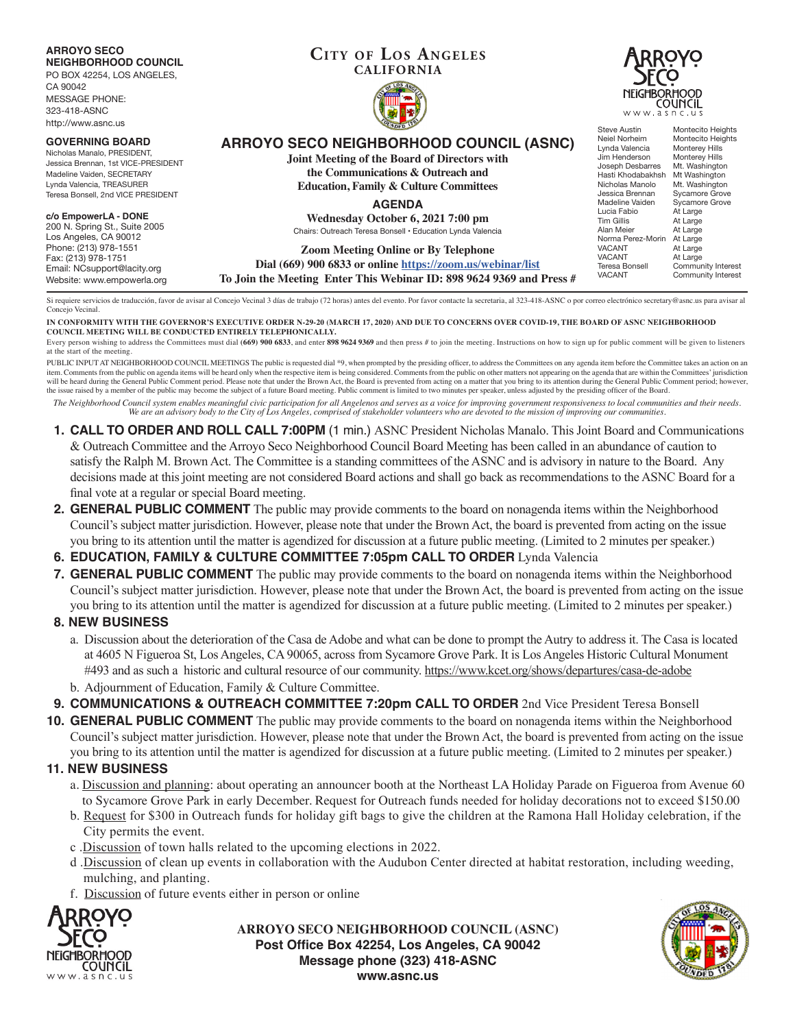**ARROYO SECO NEIGHBORHOOD COUNCIL**
PO BOX 42254, LOS ANGELES, CA 90042
MESSAGE PHONE: 323-418-ASNC
http://www.asnc.us

**GOVERNING BOARD**
Nicholas Manalo, PRESIDENT,
Jessica Brennan, 1st VICE-PRESIDENT
Madeline Vaiden, SECRETARY
Lynda Valencia, TREASURER
Teresa Bonsell, 2nd VICE PRESIDENT

**c/o EmpowerLA - DONE**
200 N. Spring St., Suite 2005
Los Angeles, CA 90012
Phone: (213) 978-1551
Fax: (213) 978-1751
Email: NCsupport@lacity.org
Website: www.empowerla.org

**CITY OF LOS ANGELES**
**CALIFORNIA**

# ARROYO SECO NEIGHBORHOOD COUNCIL (ASNC)

**Joint Meeting of the Board of Directors with the Communications & Outreach and Education, Family & Culture Committees**

## AGENDA

**Wednesday October 6, 2021 7:00 pm**

Chairs: Outreach Teresa Bonsell • Education Lynda Valencia

**Zoom Meeting Online or By Telephone**
**Dial (669) 900 6833 or online https://zoom.us/webinar/list**
**To Join the Meeting Enter This Webinar ID: 898 9624 9369 and Press #**

ARROYO SECO NEIGHBORHOOD COUNCIL
www.asnc.us

| | |
|---|---|
| Steve Austin | Montecito Heights |
| Neiel Norheim | Montecito Heights |
| Lynda Valencia | Monterey Hills |
| Jim Henderson | Monterey Hills |
| Joseph Desbarres | Mt. Washington |
| Hasti Khodabakhsh | Mt Washington |
| Nicholas Manolo | Mt. Washington |
| Jessica Brennan | Sycamore Grove |
| Madeline Vaiden | Sycamore Grove |
| Lucia Fabio | At Large |
| Tim Gillis | At Large |
| Alan Meier | At Large |
| Norma Perez-Morin | At Large |
| VACANT | At Large |
| VACANT | At Large |
| Teresa Bonsell | Community Interest |
| VACANT | Community Interest |

Si requiere servicios de traducción, favor de avisar al Concejo Vecinal 3 días de trabajo (72 horas) antes del evento. Por favor contacte la secretaria, al 323-418-ASNC o por correo electrónico secretary@asnc.us para avisar al Concejo Vecinal.

**IN CONFORMITY WITH THE GOVERNOR'S EXECUTIVE ORDER N-29-20 (MARCH 17, 2020) AND DUE TO CONCERNS OVER COVID-19, THE BOARD OF ASNC NEIGHBORHOOD COUNCIL MEETING WILL BE CONDUCTED ENTIRELY TELEPHONICALLY.**

Every person wishing to address the Committees must dial **(669) 900 6833**, and enter **898 9624 9369** and then press # to join the meeting. Instructions on how to sign up for public comment will be given to listeners at the start of the meeting.

PUBLIC INPUT AT NEIGHBORHOOD COUNCIL MEETINGS The public is requested dial *9, when prompted by the presiding officer, to address the Committees on any agenda item before the Committee takes an action on an item. Comments from the public on agenda items will be heard only when the respective item is being considered. Comments from the public on other matters not appearing on the agenda that are within the Committees' jurisdiction will be heard during the General Public Comment period. Please note that under the Brown Act, the Board is prevented from acting on a matter that you bring to its attention during the General Public Comment period; however, the issue raised by a member of the public may become the subject of a future Board meeting. Public comment is limited to two minutes per speaker, unless adjusted by the presiding officer of the Board.

*The Neighborhood Council system enables meaningful civic participation for all Angelenos and serves as a voice for improving government responsiveness to local communities and their needs. We are an advisory body to the City of Los Angeles, comprised of stakeholder volunteers who are devoted to the mission of improving our communities.*

1. **CALL TO ORDER AND ROLL CALL 7:00PM** (1 min.) ASNC President Nicholas Manalo. This Joint Board and Communications & Outreach Committee and the Arroyo Seco Neighborhood Council Board Meeting has been called in an abundance of caution to satisfy the Ralph M. Brown Act. The Committee is a standing committees of the ASNC and is advisory in nature to the Board. Any decisions made at this joint meeting are not considered Board actions and shall go back as recommendations to the ASNC Board for a final vote at a regular or special Board meeting.
2. **GENERAL PUBLIC COMMENT** The public may provide comments to the board on nonagenda items within the Neighborhood Council's subject matter jurisdiction. However, please note that under the Brown Act, the board is prevented from acting on the issue you bring to its attention until the matter is agendized for discussion at a future public meeting. (Limited to 2 minutes per speaker.)
6. **EDUCATION, FAMILY & CULTURE COMMITTEE 7:05pm CALL TO ORDER** Lynda Valencia
7. **GENERAL PUBLIC COMMENT** The public may provide comments to the board on nonagenda items within the Neighborhood Council's subject matter jurisdiction. However, please note that under the Brown Act, the board is prevented from acting on the issue you bring to its attention until the matter is agendized for discussion at a future public meeting. (Limited to 2 minutes per speaker.)
8. **NEW BUSINESS**
   a. Discussion about the deterioration of the Casa de Adobe and what can be done to prompt the Autry to address it. The Casa is located at 4605 N Figueroa St, Los Angeles, CA 90065, across from Sycamore Grove Park. It is Los Angeles Historic Cultural Monument #493 and as such a historic and cultural resource of our community. https://www.kcet.org/shows/departures/casa-de-adobe
   b. Adjournment of Education, Family & Culture Committee.
9. **COMMUNICATIONS & OUTREACH COMMITTEE 7:20pm CALL TO ORDER** 2nd Vice President Teresa Bonsell
10. **GENERAL PUBLIC COMMENT** The public may provide comments to the board on nonagenda items within the Neighborhood Council's subject matter jurisdiction. However, please note that under the Brown Act, the board is prevented from acting on the issue you bring to its attention until the matter is agendized for discussion at a future public meeting. (Limited to 2 minutes per speaker.)
11. **NEW BUSINESS**
   a. Discussion and planning: about operating an announcer booth at the Northeast LA Holiday Parade on Figueroa from Avenue 60 to Sycamore Grove Park in early December. Request for Outreach funds needed for holiday decorations not to exceed $150.00
   b. Request for $300 in Outreach funds for holiday gift bags to give the children at the Ramona Hall Holiday celebration, if the City permits the event.
   c .Discussion of town halls related to the upcoming elections in 2022.
   d .Discussion of clean up events in collaboration with the Audubon Center directed at habitat restoration, including weeding, mulching, and planting.
   f. Discussion of future events either in person or online

**ARROYO SECO NEIGHBORHOOD COUNCIL (ASNC)**
**Post Office Box 42254, Los Angeles, CA 90042**
**Message phone (323) 418-ASNC**
**www.asnc.us**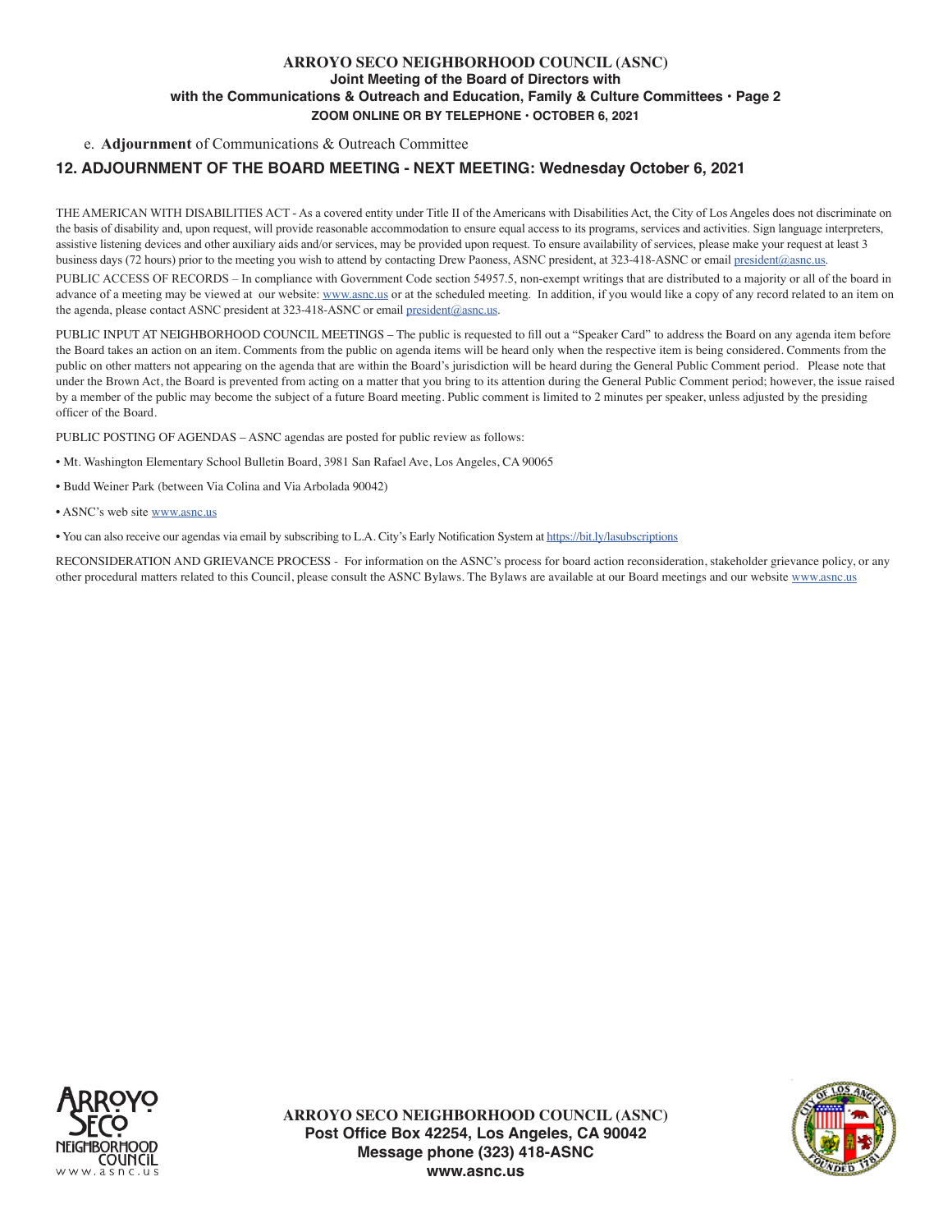e. **Adjournment** of Communications & Outreach Committee

## 12. ADJOURNMENT OF THE BOARD MEETING - NEXT MEETING: Wednesday October 6, 2021

THE AMERICAN WITH DISABILITIES ACT - As a covered entity under Title II of the Americans with Disabilities Act, the City of Los Angeles does not discriminate on the basis of disability and, upon request, will provide reasonable accommodation to ensure equal access to its programs, services and activities. Sign language interpreters, assistive listening devices and other auxiliary aids and/or services, may be provided upon request. To ensure availability of services, please make your request at least 3 business days (72 hours) prior to the meeting you wish to attend by contacting Drew Paoness, ASNC president, at 323-418-ASNC or email president@asnc.us.

PUBLIC ACCESS OF RECORDS – In compliance with Government Code section 54957.5, non-exempt writings that are distributed to a majority or all of the board in advance of a meeting may be viewed at our website: www.asnc.us or at the scheduled meeting. In addition, if you would like a copy of any record related to an item on the agenda, please contact ASNC president at 323-418-ASNC or email president@asnc.us.

PUBLIC INPUT AT NEIGHBORHOOD COUNCIL MEETINGS – The public is requested to fill out a "Speaker Card" to address the Board on any agenda item before the Board takes an action on an item. Comments from the public on agenda items will be heard only when the respective item is being considered. Comments from the public on other matters not appearing on the agenda that are within the Board's jurisdiction will be heard during the General Public Comment period. Please note that under the Brown Act, the Board is prevented from acting on a matter that you bring to its attention during the General Public Comment period; however, the issue raised by a member of the public may become the subject of a future Board meeting. Public comment is limited to 2 minutes per speaker, unless adjusted by the presiding officer of the Board.

PUBLIC POSTING OF AGENDAS – ASNC agendas are posted for public review as follows:

- Mt. Washington Elementary School Bulletin Board, 3981 San Rafael Ave, Los Angeles, CA 90065
- Budd Weiner Park (between Via Colina and Via Arbolada 90042)
- ASNC's web site www.asnc.us
- You can also receive our agendas via email by subscribing to L.A. City's Early Notification System at https://bit.ly/lasubscriptions

RECONSIDERATION AND GRIEVANCE PROCESS - For information on the ASNC's process for board action reconsideration, stakeholder grievance policy, or any other procedural matters related to this Council, please consult the ASNC Bylaws. The Bylaws are available at our Board meetings and our website www.asnc.us